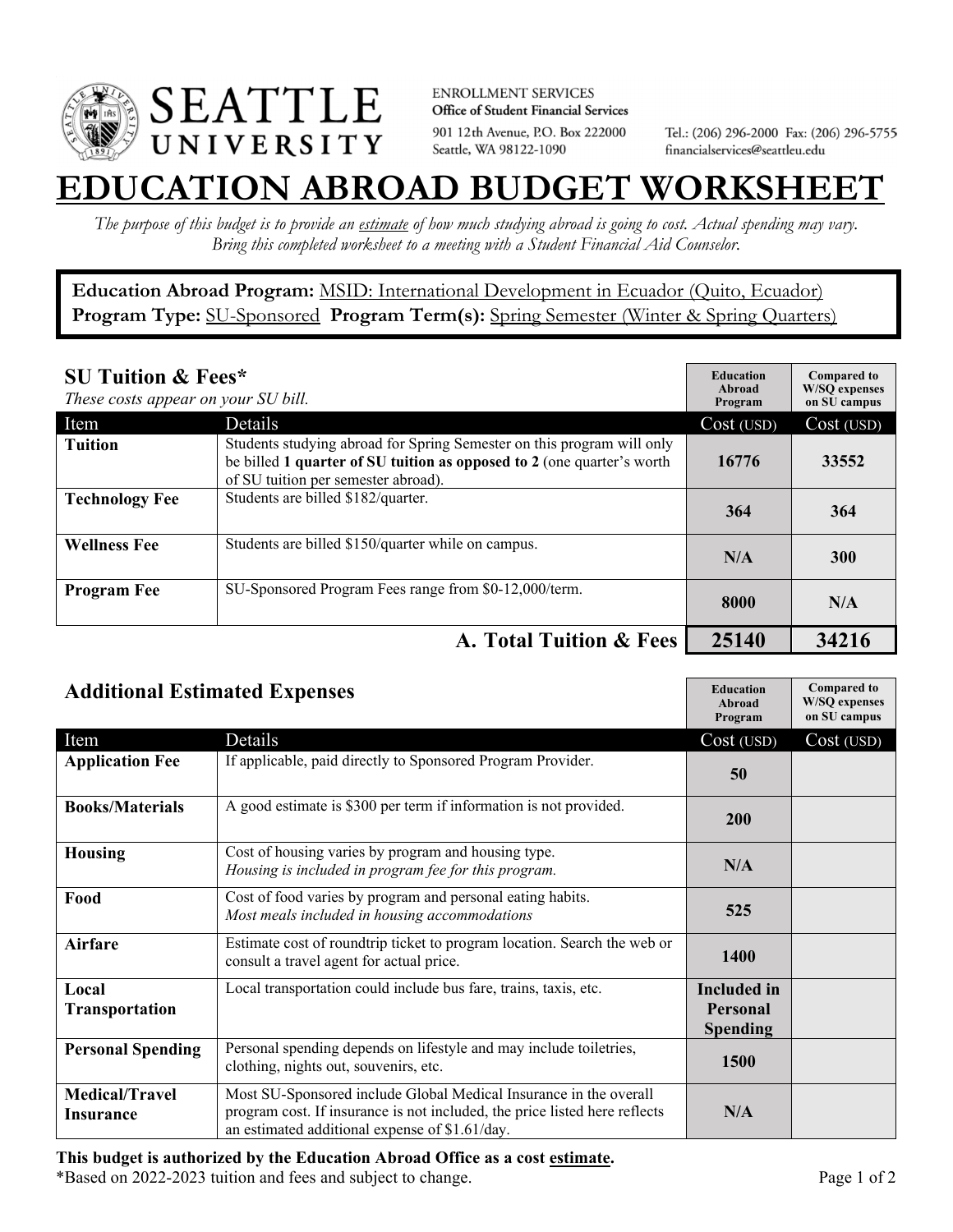SEATTLE UNIVERSITY

ENROLLMENT SERVICES
**Office of Student Financial Services**
901 12th Avenue, P.O. Box 222000
Seattle, WA 98122-1090

Tel.: (206) 296-2000 Fax: (206) 296-5755
financialservices@seattleu.edu

# EDUCATION ABROAD BUDGET WORKSHEET

*The purpose of this budget is to provide an estimate of how much studying abroad is going to cost. Actual spending may vary. Bring this completed worksheet to a meeting with a Student Financial Aid Counselor.*

**Education Abroad Program:** MSID: International Development in Ecuador (Quito, Ecuador)
**Program Type:** SU-Sponsored **Program Term(s):** Spring Semester (Winter & Spring Quarters)

## SU Tuition & Fees*

*These costs appear on your SU bill.*

| Item | Details | Education Abroad Program Cost (USD) | Compared to W/SQ expenses on SU campus Cost (USD) |
|---|---|---|---|
| **Tuition** | Students studying abroad for Spring Semester on this program will only be billed **1 quarter of SU tuition as opposed to 2** (one quarter's worth of SU tuition per semester abroad). | 16776 | 33552 |
| **Technology Fee** | Students are billed $182/quarter. | 364 | 364 |
| **Wellness Fee** | Students are billed $150/quarter while on campus. | N/A | 300 |
| **Program Fee** | SU-Sponsored Program Fees range from $0-12,000/term. | 8000 | N/A |
| | **A. Total Tuition & Fees** | **25140** | **34216** |

## Additional Estimated Expenses

| Item | Details | Education Abroad Program Cost (USD) | Compared to W/SQ expenses on SU campus Cost (USD) |
|---|---|---|---|
| **Application Fee** | If applicable, paid directly to Sponsored Program Provider. | 50 | |
| **Books/Materials** | A good estimate is $300 per term if information is not provided. | 200 | |
| **Housing** | Cost of housing varies by program and housing type. *Housing is included in program fee for this program.* | N/A | |
| **Food** | Cost of food varies by program and personal eating habits. *Most meals included in housing accommodations* | 525 | |
| **Airfare** | Estimate cost of roundtrip ticket to program location. Search the web or consult a travel agent for actual price. | 1400 | |
| **Local Transportation** | Local transportation could include bus fare, trains, taxis, etc. | Included in Personal Spending | |
| **Personal Spending** | Personal spending depends on lifestyle and may include toiletries, clothing, nights out, souvenirs, etc. | 1500 | |
| **Medical/Travel Insurance** | Most SU-Sponsored include Global Medical Insurance in the overall program cost. If insurance is not included, the price listed here reflects an estimated additional expense of $1.61/day. | N/A | |

**This budget is authorized by the Education Abroad Office as a cost estimate.**
*Based on 2022-2023 tuition and fees and subject to change.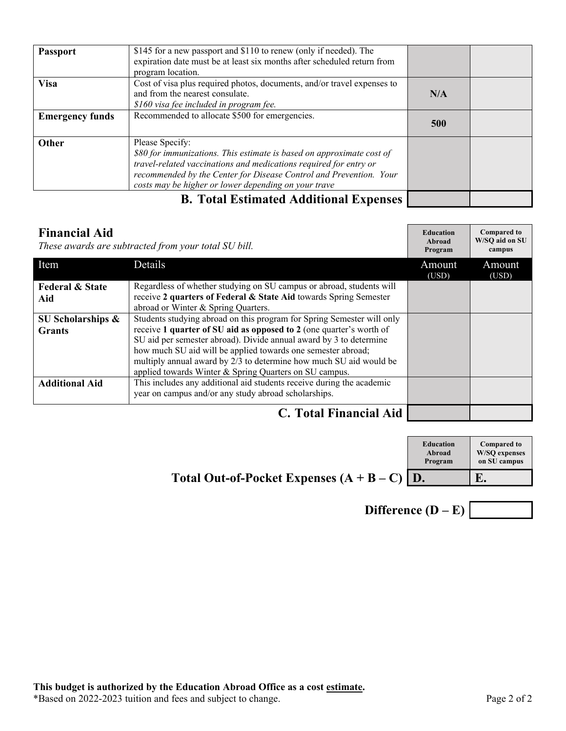| | | | |
|---|---|---|---|
| **Passport** | $145 for a new passport and $110 to renew (only if needed). The expiration date must be at least six months after scheduled return from program location. | | |
| **Visa** | Cost of visa plus required photos, documents, and/or travel expenses to and from the nearest consulate. *$160 visa fee included in program fee.* | **N/A** | |
| **Emergency funds** | Recommended to allocate $500 for emergencies. | **500** | |
| **Other** | Please Specify: *$80 for immunizations. This estimate is based on approximate cost of travel-related vaccinations and medications required for entry or recommended by the Center for Disease Control and Prevention. Your costs may be higher or lower depending on your trave* | | |
| | **B. Total Estimated Additional Expenses** | | |

## Financial Aid

*These awards are subtracted from your total SU bill.*

| Item | Details | Education Abroad Program<br>Amount (USD) | Compared to W/SQ aid on SU campus<br>Amount (USD) |
|---|---|---|---|
| **Federal & State Aid** | Regardless of whether studying on SU campus or abroad, students will receive **2 quarters of Federal & State Aid** towards Spring Semester abroad or Winter & Spring Quarters. | | |
| **SU Scholarships & Grants** | Students studying abroad on this program for Spring Semester will only receive **1 quarter of SU aid as opposed to 2** (one quarter's worth of SU aid per semester abroad). Divide annual award by 3 to determine how much SU aid will be applied towards one semester abroad; multiply annual award by 2/3 to determine how much SU aid would be applied towards Winter & Spring Quarters on SU campus. | | |
| **Additional Aid** | This includes any additional aid students receive during the academic year on campus and/or any study abroad scholarships. | | |
| | **C. Total Financial Aid** | | |

| | Education Abroad Program | Compared to W/SQ expenses on SU campus |
|---|---|---|
| **Total Out-of-Pocket Expenses (A + B – C)** | **D.** | **E.** |

| | |
|---|---|
| **Difference (D – E)** | |

**This budget is authorized by the Education Abroad Office as a cost <u>estimate</u>.**

*Based on 2022-2023 tuition and fees and subject to change.